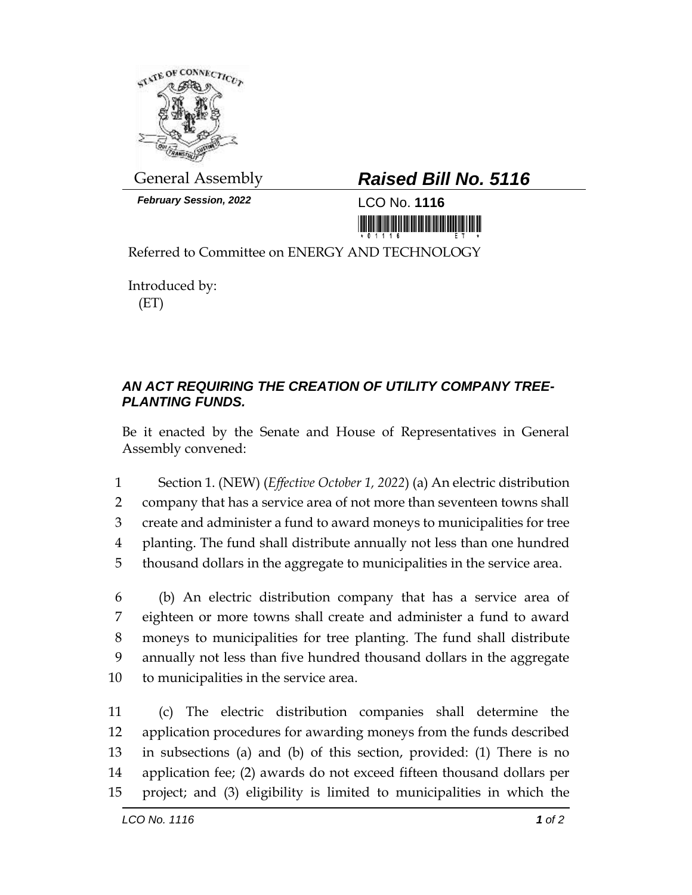General Assembly

**Raised Bill No. 5116**

*February Session, 2022*

LCO No. **1116**

Referred to Committee on ENERGY AND TECHNOLOGY

Introduced by:
(ET)

## *AN ACT REQUIRING THE CREATION OF UTILITY COMPANY TREE-PLANTING FUNDS.*

Be it enacted by the Senate and House of Representatives in General Assembly convened:

1 Section 1. (NEW) (*Effective October 1, 2022*) (a) An electric distribution
2 company that has a service area of not more than seventeen towns shall
3 create and administer a fund to award moneys to municipalities for tree
4 planting. The fund shall distribute annually not less than one hundred
5 thousand dollars in the aggregate to municipalities in the service area.

6 (b) An electric distribution company that has a service area of
7 eighteen or more towns shall create and administer a fund to award
8 moneys to municipalities for tree planting. The fund shall distribute
9 annually not less than five hundred thousand dollars in the aggregate
10 to municipalities in the service area.

11 (c) The electric distribution companies shall determine the
12 application procedures for awarding moneys from the funds described
13 in subsections (a) and (b) of this section, provided: (1) There is no
14 application fee; (2) awards do not exceed fifteen thousand dollars per
15 project; and (3) eligibility is limited to municipalities in which the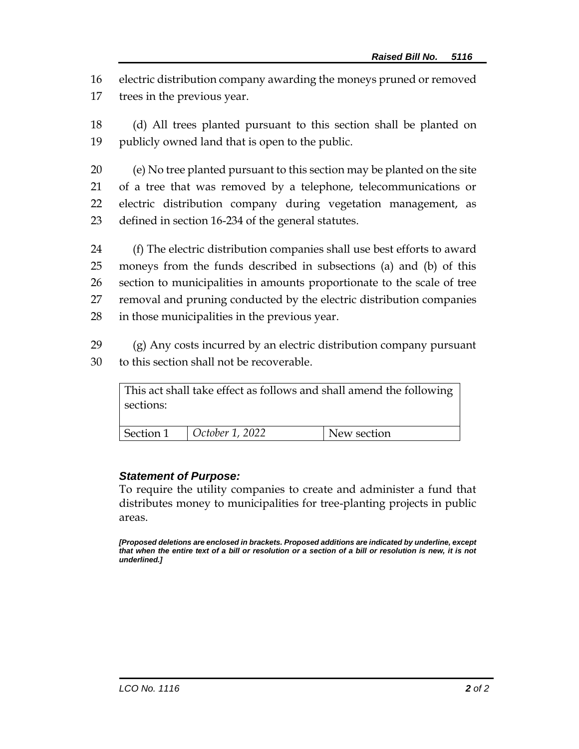electric distribution company awarding the moneys pruned or removed trees in the previous year.

(d) All trees planted pursuant to this section shall be planted on publicly owned land that is open to the public.

(e) No tree planted pursuant to this section may be planted on the site of a tree that was removed by a telephone, telecommunications or electric distribution company during vegetation management, as defined in section 16-234 of the general statutes.

(f) The electric distribution companies shall use best efforts to award moneys from the funds described in subsections (a) and (b) of this section to municipalities in amounts proportionate to the scale of tree removal and pruning conducted by the electric distribution companies in those municipalities in the previous year.

(g) Any costs incurred by an electric distribution company pursuant to this section shall not be recoverable.

| This act shall take effect as follows and shall amend the following sections: | | |
|---|---|---|
| Section 1 | *October 1, 2022* | New section |

### *Statement of Purpose:*

To require the utility companies to create and administer a fund that distributes money to municipalities for tree-planting projects in public areas.

***[Proposed deletions are enclosed in brackets. Proposed additions are indicated by underline, except that when the entire text of a bill or resolution or a section of a bill or resolution is new, it is not underlined.]***